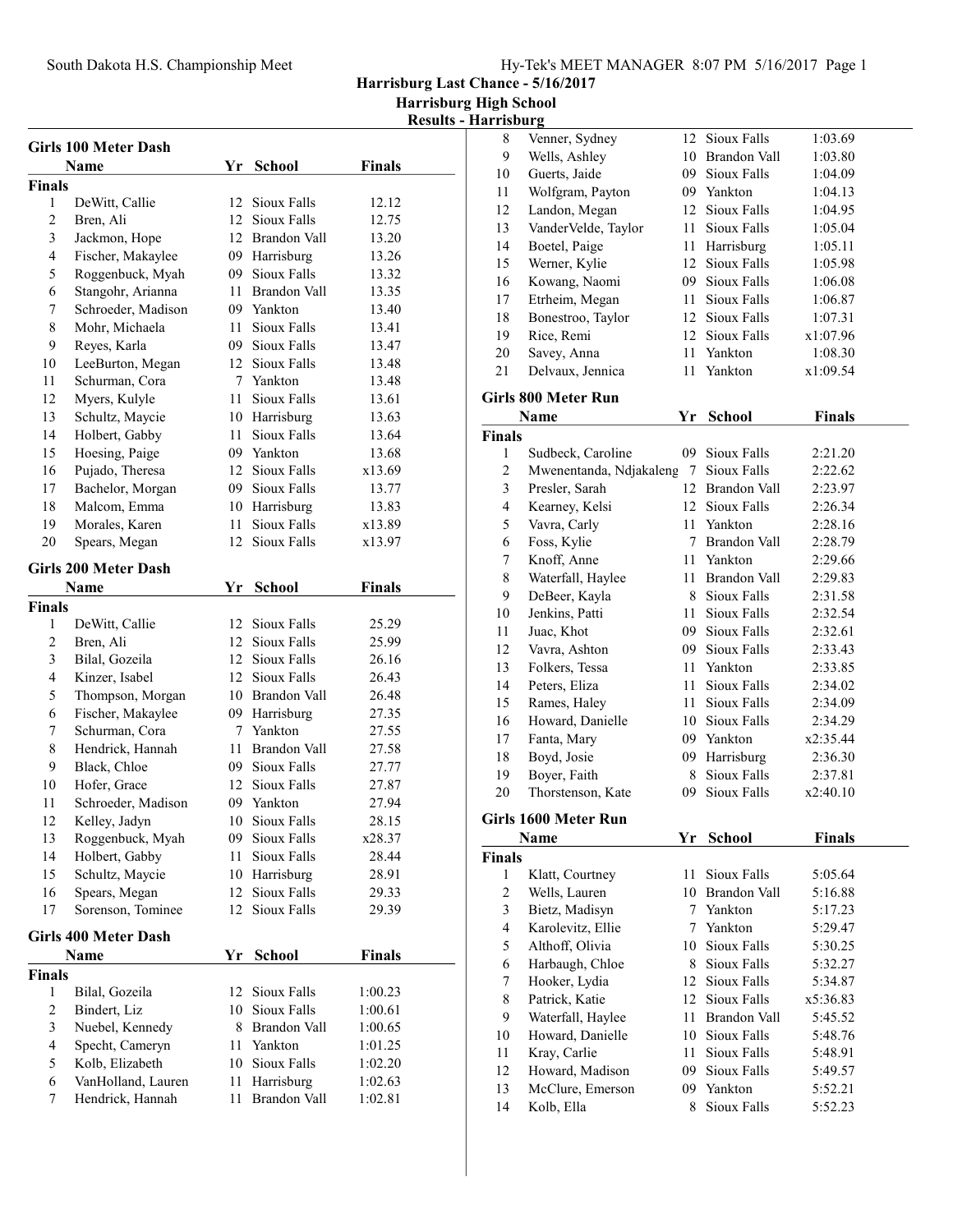# Harrisburg Last Chance - 5/16/2017

## Harrisburg High School

### Results - Harrisburg

## Girls 100 Meter Dash

**Finals**

| | Name | Yr | School | Finals |
|---|---|---|---|---|
| 1 | DeWitt, Callie | 12 | Sioux Falls | 12.12 |
| 2 | Bren, Ali | 12 | Sioux Falls | 12.75 |
| 3 | Jackmon, Hope | 12 | Brandon Vall | 13.20 |
| 4 | Fischer, Makaylee | 09 | Harrisburg | 13.26 |
| 5 | Roggenbuck, Myah | 09 | Sioux Falls | 13.32 |
| 6 | Stangohr, Arianna | 11 | Brandon Vall | 13.35 |
| 7 | Schroeder, Madison | 09 | Yankton | 13.40 |
| 8 | Mohr, Michaela | 11 | Sioux Falls | 13.41 |
| 9 | Reyes, Karla | 09 | Sioux Falls | 13.47 |
| 10 | LeeBurton, Megan | 12 | Sioux Falls | 13.48 |
| 11 | Schurman, Cora | 7 | Yankton | 13.48 |
| 12 | Myers, Kulyle | 11 | Sioux Falls | 13.61 |
| 13 | Schultz, Maycie | 10 | Harrisburg | 13.63 |
| 14 | Holbert, Gabby | 11 | Sioux Falls | 13.64 |
| 15 | Hoesing, Paige | 09 | Yankton | 13.68 |
| 16 | Pujado, Theresa | 12 | Sioux Falls | x13.69 |
| 17 | Bachelor, Morgan | 09 | Sioux Falls | 13.77 |
| 18 | Malcom, Emma | 10 | Harrisburg | 13.83 |
| 19 | Morales, Karen | 11 | Sioux Falls | x13.89 |
| 20 | Spears, Megan | 12 | Sioux Falls | x13.97 |

## Girls 200 Meter Dash

**Finals**

| | Name | Yr | School | Finals |
|---|---|---|---|---|
| 1 | DeWitt, Callie | 12 | Sioux Falls | 25.29 |
| 2 | Bren, Ali | 12 | Sioux Falls | 25.99 |
| 3 | Bilal, Gozeila | 12 | Sioux Falls | 26.16 |
| 4 | Kinzer, Isabel | 12 | Sioux Falls | 26.43 |
| 5 | Thompson, Morgan | 10 | Brandon Vall | 26.48 |
| 6 | Fischer, Makaylee | 09 | Harrisburg | 27.35 |
| 7 | Schurman, Cora | 7 | Yankton | 27.55 |
| 8 | Hendrick, Hannah | 11 | Brandon Vall | 27.58 |
| 9 | Black, Chloe | 09 | Sioux Falls | 27.77 |
| 10 | Hofer, Grace | 12 | Sioux Falls | 27.87 |
| 11 | Schroeder, Madison | 09 | Yankton | 27.94 |
| 12 | Kelley, Jadyn | 10 | Sioux Falls | 28.15 |
| 13 | Roggenbuck, Myah | 09 | Sioux Falls | x28.37 |
| 14 | Holbert, Gabby | 11 | Sioux Falls | 28.44 |
| 15 | Schultz, Maycie | 10 | Harrisburg | 28.91 |
| 16 | Spears, Megan | 12 | Sioux Falls | 29.33 |
| 17 | Sorenson, Tominee | 12 | Sioux Falls | 29.39 |

## Girls 400 Meter Dash

**Finals**

| | Name | Yr | School | Finals |
|---|---|---|---|---|
| 1 | Bilal, Gozeila | 12 | Sioux Falls | 1:00.23 |
| 2 | Bindert, Liz | 10 | Sioux Falls | 1:00.61 |
| 3 | Nuebel, Kennedy | 8 | Brandon Vall | 1:00.65 |
| 4 | Specht, Cameryn | 11 | Yankton | 1:01.25 |
| 5 | Kolb, Elizabeth | 10 | Sioux Falls | 1:02.20 |
| 6 | VanHolland, Lauren | 11 | Harrisburg | 1:02.63 |
| 7 | Hendrick, Hannah | 11 | Brandon Vall | 1:02.81 |
| 8 | Venner, Sydney | 12 | Sioux Falls | 1:03.69 |
| 9 | Wells, Ashley | 10 | Brandon Vall | 1:03.80 |
| 10 | Guerts, Jaide | 09 | Sioux Falls | 1:04.09 |
| 11 | Wolfgram, Payton | 09 | Yankton | 1:04.13 |
| 12 | Landon, Megan | 12 | Sioux Falls | 1:04.95 |
| 13 | VanderVelde, Taylor | 11 | Sioux Falls | 1:05.04 |
| 14 | Boetel, Paige | 11 | Harrisburg | 1:05.11 |
| 15 | Werner, Kylie | 12 | Sioux Falls | 1:05.98 |
| 16 | Kowang, Naomi | 09 | Sioux Falls | 1:06.08 |
| 17 | Etrheim, Megan | 11 | Sioux Falls | 1:06.87 |
| 18 | Bonestroo, Taylor | 12 | Sioux Falls | 1:07.31 |
| 19 | Rice, Remi | 12 | Sioux Falls | x1:07.96 |
| 20 | Savey, Anna | 11 | Yankton | 1:08.30 |
| 21 | Delvaux, Jennica | 11 | Yankton | x1:09.54 |

## Girls 800 Meter Run

**Finals**

| | Name | Yr | School | Finals |
|---|---|---|---|---|
| 1 | Sudbeck, Caroline | 09 | Sioux Falls | 2:21.20 |
| 2 | Mwenentanda, Ndjakaleng | 7 | Sioux Falls | 2:22.62 |
| 3 | Presler, Sarah | 12 | Brandon Vall | 2:23.97 |
| 4 | Kearney, Kelsi | 12 | Sioux Falls | 2:26.34 |
| 5 | Vavra, Carly | 11 | Yankton | 2:28.16 |
| 6 | Foss, Kylie | 7 | Brandon Vall | 2:28.79 |
| 7 | Knoff, Anne | 11 | Yankton | 2:29.66 |
| 8 | Waterfall, Haylee | 11 | Brandon Vall | 2:29.83 |
| 9 | DeBeer, Kayla | 8 | Sioux Falls | 2:31.58 |
| 10 | Jenkins, Patti | 11 | Sioux Falls | 2:32.54 |
| 11 | Juac, Khot | 09 | Sioux Falls | 2:32.61 |
| 12 | Vavra, Ashton | 09 | Sioux Falls | 2:33.43 |
| 13 | Folkers, Tessa | 11 | Yankton | 2:33.85 |
| 14 | Peters, Eliza | 11 | Sioux Falls | 2:34.02 |
| 15 | Rames, Haley | 11 | Sioux Falls | 2:34.09 |
| 16 | Howard, Danielle | 10 | Sioux Falls | 2:34.29 |
| 17 | Fanta, Mary | 09 | Yankton | x2:35.44 |
| 18 | Boyd, Josie | 09 | Harrisburg | 2:36.30 |
| 19 | Boyer, Faith | 8 | Sioux Falls | 2:37.81 |
| 20 | Thorstenson, Kate | 09 | Sioux Falls | x2:40.10 |

## Girls 1600 Meter Run

**Finals**

| | Name | Yr | School | Finals |
|---|---|---|---|---|
| 1 | Klatt, Courtney | 11 | Sioux Falls | 5:05.64 |
| 2 | Wells, Lauren | 10 | Brandon Vall | 5:16.88 |
| 3 | Bietz, Madisyn | 7 | Yankton | 5:17.23 |
| 4 | Karolevitz, Ellie | 7 | Yankton | 5:29.47 |
| 5 | Althoff, Olivia | 10 | Sioux Falls | 5:30.25 |
| 6 | Harbaugh, Chloe | 8 | Sioux Falls | 5:32.27 |
| 7 | Hooker, Lydia | 12 | Sioux Falls | 5:34.87 |
| 8 | Patrick, Katie | 12 | Sioux Falls | x5:36.83 |
| 9 | Waterfall, Haylee | 11 | Brandon Vall | 5:45.52 |
| 10 | Howard, Danielle | 10 | Sioux Falls | 5:48.76 |
| 11 | Kray, Carlie | 11 | Sioux Falls | 5:48.91 |
| 12 | Howard, Madison | 09 | Sioux Falls | 5:49.57 |
| 13 | McClure, Emerson | 09 | Yankton | 5:52.21 |
| 14 | Kolb, Ella | 8 | Sioux Falls | 5:52.23 |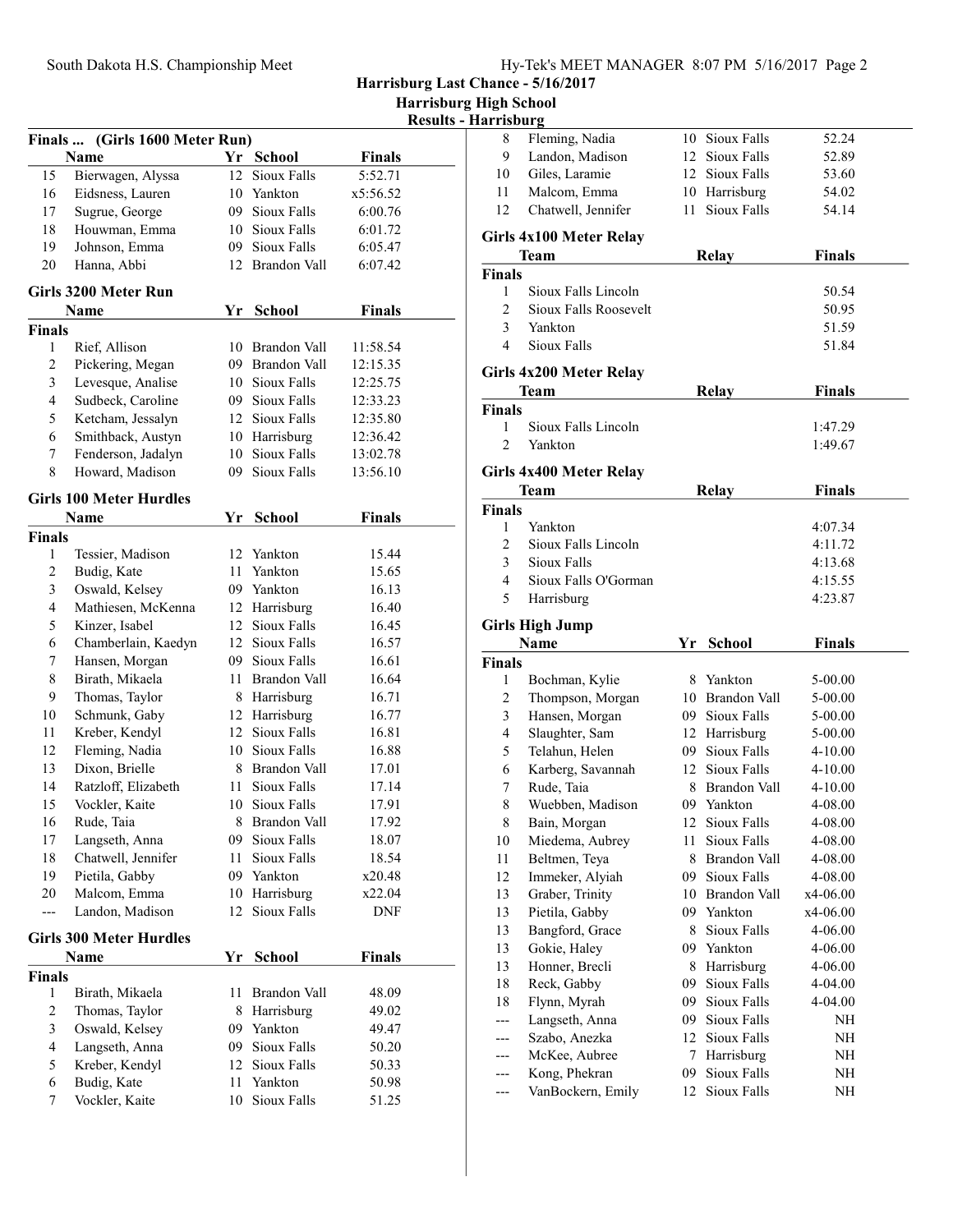## Harrisburg Last Chance - 5/16/2017
## Harrisburg High School
## Results - Harrisburg

### Finals ... (Girls 1600 Meter Run)

| | Name | Yr | School | Finals |
|---|---|---|---|---|
| 15 | Bierwagen, Alyssa | 12 | Sioux Falls | 5:52.71 |
| 16 | Eidsness, Lauren | 10 | Yankton | x5:56.52 |
| 17 | Sugrue, George | 09 | Sioux Falls | 6:00.76 |
| 18 | Houwman, Emma | 10 | Sioux Falls | 6:01.72 |
| 19 | Johnson, Emma | 09 | Sioux Falls | 6:05.47 |
| 20 | Hanna, Abbi | 12 | Brandon Vall | 6:07.42 |

### Girls 3200 Meter Run

| | Name | Yr | School | Finals |
|---|---|---|---|---|
| **Finals** | | | | |
| 1 | Rief, Allison | 10 | Brandon Vall | 11:58.54 |
| 2 | Pickering, Megan | 09 | Brandon Vall | 12:15.35 |
| 3 | Levesque, Analise | 10 | Sioux Falls | 12:25.75 |
| 4 | Sudbeck, Caroline | 09 | Sioux Falls | 12:33.23 |
| 5 | Ketcham, Jessalyn | 12 | Sioux Falls | 12:35.80 |
| 6 | Smithback, Austyn | 10 | Harrisburg | 12:36.42 |
| 7 | Fenderson, Jadalyn | 10 | Sioux Falls | 13:02.78 |
| 8 | Howard, Madison | 09 | Sioux Falls | 13:56.10 |

### Girls 100 Meter Hurdles

| | Name | Yr | School | Finals |
|---|---|---|---|---|
| **Finals** | | | | |
| 1 | Tessier, Madison | 12 | Yankton | 15.44 |
| 2 | Budig, Kate | 11 | Yankton | 15.65 |
| 3 | Oswald, Kelsey | 09 | Yankton | 16.13 |
| 4 | Mathiesen, McKenna | 12 | Harrisburg | 16.40 |
| 5 | Kinzer, Isabel | 12 | Sioux Falls | 16.45 |
| 6 | Chamberlain, Kaedyn | 12 | Sioux Falls | 16.57 |
| 7 | Hansen, Morgan | 09 | Sioux Falls | 16.61 |
| 8 | Birath, Mikaela | 11 | Brandon Vall | 16.64 |
| 9 | Thomas, Taylor | 8 | Harrisburg | 16.71 |
| 10 | Schmunk, Gaby | 12 | Harrisburg | 16.77 |
| 11 | Kreber, Kendyl | 12 | Sioux Falls | 16.81 |
| 12 | Fleming, Nadia | 10 | Sioux Falls | 16.88 |
| 13 | Dixon, Brielle | 8 | Brandon Vall | 17.01 |
| 14 | Ratzloff, Elizabeth | 11 | Sioux Falls | 17.14 |
| 15 | Vockler, Kaite | 10 | Sioux Falls | 17.91 |
| 16 | Rude, Taia | 8 | Brandon Vall | 17.92 |
| 17 | Langseth, Anna | 09 | Sioux Falls | 18.07 |
| 18 | Chatwell, Jennifer | 11 | Sioux Falls | 18.54 |
| 19 | Pietila, Gabby | 09 | Yankton | x20.48 |
| 20 | Malcom, Emma | 10 | Harrisburg | x22.04 |
| --- | Landon, Madison | 12 | Sioux Falls | DNF |

### Girls 300 Meter Hurdles

| | Name | Yr | School | Finals |
|---|---|---|---|---|
| **Finals** | | | | |
| 1 | Birath, Mikaela | 11 | Brandon Vall | 48.09 |
| 2 | Thomas, Taylor | 8 | Harrisburg | 49.02 |
| 3 | Oswald, Kelsey | 09 | Yankton | 49.47 |
| 4 | Langseth, Anna | 09 | Sioux Falls | 50.20 |
| 5 | Kreber, Kendyl | 12 | Sioux Falls | 50.33 |
| 6 | Budig, Kate | 11 | Yankton | 50.98 |
| 7 | Vockler, Kaite | 10 | Sioux Falls | 51.25 |
| 8 | Fleming, Nadia | 10 | Sioux Falls | 52.24 |
| 9 | Landon, Madison | 12 | Sioux Falls | 52.89 |
| 10 | Giles, Laramie | 12 | Sioux Falls | 53.60 |
| 11 | Malcom, Emma | 10 | Harrisburg | 54.02 |
| 12 | Chatwell, Jennifer | 11 | Sioux Falls | 54.14 |

### Girls 4x100 Meter Relay

| | Team | Relay | Finals |
|---|---|---|---|
| **Finals** | | | |
| 1 | Sioux Falls Lincoln | | 50.54 |
| 2 | Sioux Falls Roosevelt | | 50.95 |
| 3 | Yankton | | 51.59 |
| 4 | Sioux Falls | | 51.84 |

### Girls 4x200 Meter Relay

| | Team | Relay | Finals |
|---|---|---|---|
| **Finals** | | | |
| 1 | Sioux Falls Lincoln | | 1:47.29 |
| 2 | Yankton | | 1:49.67 |

### Girls 4x400 Meter Relay

| | Team | Relay | Finals |
|---|---|---|---|
| **Finals** | | | |
| 1 | Yankton | | 4:07.34 |
| 2 | Sioux Falls Lincoln | | 4:11.72 |
| 3 | Sioux Falls | | 4:13.68 |
| 4 | Sioux Falls O'Gorman | | 4:15.55 |
| 5 | Harrisburg | | 4:23.87 |

### Girls High Jump

| | Name | Yr | School | Finals |
|---|---|---|---|---|
| **Finals** | | | | |
| 1 | Bochman, Kylie | 8 | Yankton | 5-00.00 |
| 2 | Thompson, Morgan | 10 | Brandon Vall | 5-00.00 |
| 3 | Hansen, Morgan | 09 | Sioux Falls | 5-00.00 |
| 4 | Slaughter, Sam | 12 | Harrisburg | 5-00.00 |
| 5 | Telahun, Helen | 09 | Sioux Falls | 4-10.00 |
| 6 | Karberg, Savannah | 12 | Sioux Falls | 4-10.00 |
| 7 | Rude, Taia | 8 | Brandon Vall | 4-10.00 |
| 8 | Wuebben, Madison | 09 | Yankton | 4-08.00 |
| 8 | Bain, Morgan | 12 | Sioux Falls | 4-08.00 |
| 10 | Miedema, Aubrey | 11 | Sioux Falls | 4-08.00 |
| 11 | Beltmen, Teya | 8 | Brandon Vall | 4-08.00 |
| 12 | Immeker, Alyiah | 09 | Sioux Falls | 4-08.00 |
| 13 | Graber, Trinity | 10 | Brandon Vall | x4-06.00 |
| 13 | Pietila, Gabby | 09 | Yankton | x4-06.00 |
| 13 | Bangford, Grace | 8 | Sioux Falls | 4-06.00 |
| 13 | Gokie, Haley | 09 | Yankton | 4-06.00 |
| 13 | Honner, Brecli | 8 | Harrisburg | 4-06.00 |
| 18 | Reck, Gabby | 09 | Sioux Falls | 4-04.00 |
| 18 | Flynn, Myrah | 09 | Sioux Falls | 4-04.00 |
| --- | Langseth, Anna | 09 | Sioux Falls | NH |
| --- | Szabo, Anezka | 12 | Sioux Falls | NH |
| --- | McKee, Aubree | 7 | Harrisburg | NH |
| --- | Kong, Phekran | 09 | Sioux Falls | NH |
| --- | VanBockern, Emily | 12 | Sioux Falls | NH |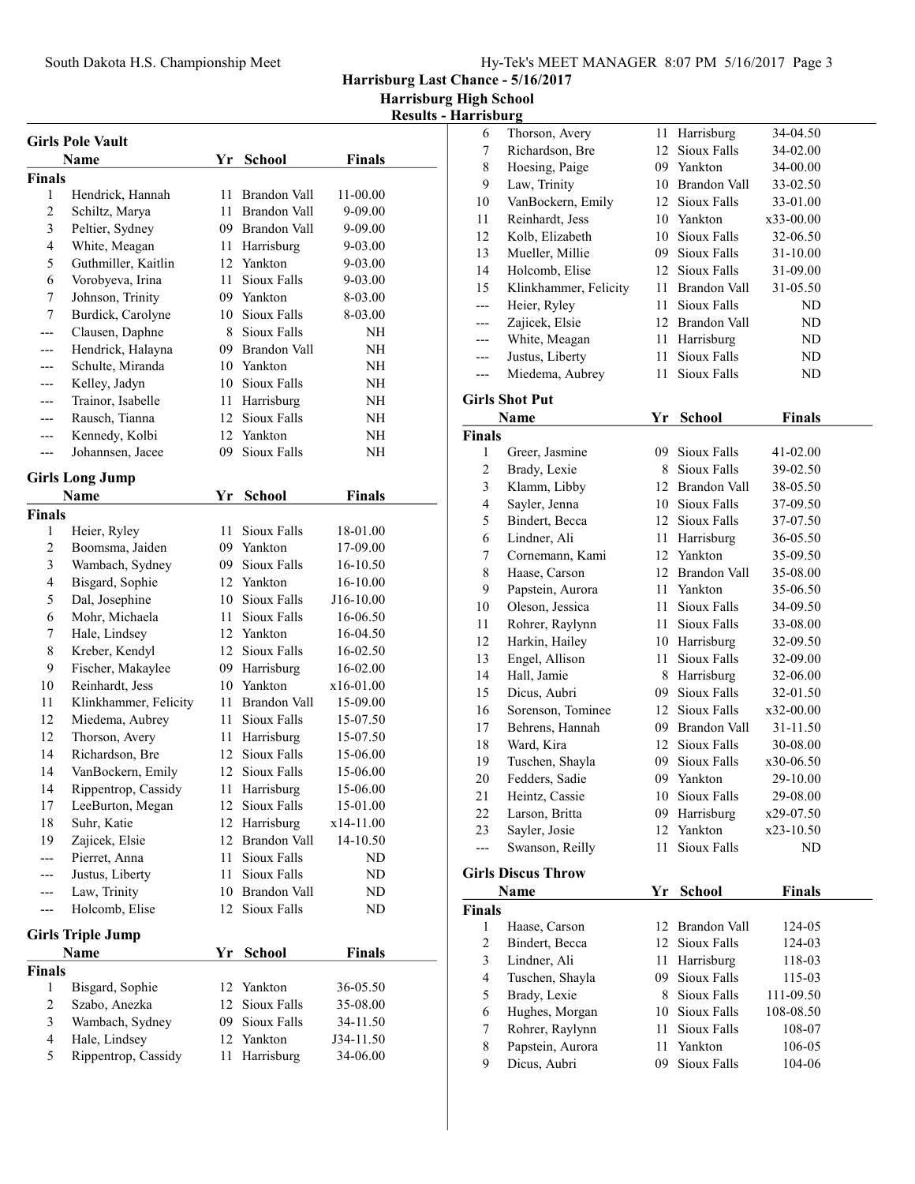South Dakota H.S. Championship Meet

**Harrisburg Last Chance - 5/16/2017**
**Harrisburg High School**
**Results - Harrisburg**

## Girls Pole Vault

| | Name | Yr | School | Finals |
|---|---|---|---|---|
| **Finals** | | | | |
| 1 | Hendrick, Hannah | 11 | Brandon Vall | 11-00.00 |
| 2 | Schiltz, Marya | 11 | Brandon Vall | 9-09.00 |
| 3 | Peltier, Sydney | 09 | Brandon Vall | 9-09.00 |
| 4 | White, Meagan | 11 | Harrisburg | 9-03.00 |
| 5 | Guthmiller, Kaitlin | 12 | Yankton | 9-03.00 |
| 6 | Vorobyeva, Irina | 11 | Sioux Falls | 9-03.00 |
| 7 | Johnson, Trinity | 09 | Yankton | 8-03.00 |
| 7 | Burdick, Carolyne | 10 | Sioux Falls | 8-03.00 |
| --- | Clausen, Daphne | 8 | Sioux Falls | NH |
| --- | Hendrick, Halayna | 09 | Brandon Vall | NH |
| --- | Schulte, Miranda | 10 | Yankton | NH |
| --- | Kelley, Jadyn | 10 | Sioux Falls | NH |
| --- | Trainor, Isabelle | 11 | Harrisburg | NH |
| --- | Rausch, Tianna | 12 | Sioux Falls | NH |
| --- | Kennedy, Kolbi | 12 | Yankton | NH |
| --- | Johannsen, Jacee | 09 | Sioux Falls | NH |

## Girls Long Jump

| | Name | Yr | School | Finals |
|---|---|---|---|---|
| **Finals** | | | | |
| 1 | Heier, Ryley | 11 | Sioux Falls | 18-01.00 |
| 2 | Boomsma, Jaiden | 09 | Yankton | 17-09.00 |
| 3 | Wambach, Sydney | 09 | Sioux Falls | 16-10.50 |
| 4 | Bisgard, Sophie | 12 | Yankton | 16-10.00 |
| 5 | Dal, Josephine | 10 | Sioux Falls | J16-10.00 |
| 6 | Mohr, Michaela | 11 | Sioux Falls | 16-06.50 |
| 7 | Hale, Lindsey | 12 | Yankton | 16-04.50 |
| 8 | Kreber, Kendyl | 12 | Sioux Falls | 16-02.50 |
| 9 | Fischer, Makaylee | 09 | Harrisburg | 16-02.00 |
| 10 | Reinhardt, Jess | 10 | Yankton | x16-01.00 |
| 11 | Klinkhammer, Felicity | 11 | Brandon Vall | 15-09.00 |
| 12 | Miedema, Aubrey | 11 | Sioux Falls | 15-07.50 |
| 12 | Thorson, Avery | 11 | Harrisburg | 15-07.50 |
| 14 | Richardson, Bre | 12 | Sioux Falls | 15-06.00 |
| 14 | VanBockern, Emily | 12 | Sioux Falls | 15-06.00 |
| 14 | Rippentrop, Cassidy | 11 | Harrisburg | 15-06.00 |
| 17 | LeeBurton, Megan | 12 | Sioux Falls | 15-01.00 |
| 18 | Suhr, Katie | 12 | Harrisburg | x14-11.00 |
| 19 | Zajicek, Elsie | 12 | Brandon Vall | 14-10.50 |
| --- | Pierret, Anna | 11 | Sioux Falls | ND |
| --- | Justus, Liberty | 11 | Sioux Falls | ND |
| --- | Law, Trinity | 10 | Brandon Vall | ND |
| --- | Holcomb, Elise | 12 | Sioux Falls | ND |

## Girls Triple Jump

| | Name | Yr | School | Finals |
|---|---|---|---|---|
| **Finals** | | | | |
| 1 | Bisgard, Sophie | 12 | Yankton | 36-05.50 |
| 2 | Szabo, Anezka | 12 | Sioux Falls | 35-08.00 |
| 3 | Wambach, Sydney | 09 | Sioux Falls | 34-11.50 |
| 4 | Hale, Lindsey | 12 | Yankton | J34-11.50 |
| 5 | Rippentrop, Cassidy | 11 | Harrisburg | 34-06.00 |
| 6 | Thorson, Avery | 11 | Harrisburg | 34-04.50 |
| 7 | Richardson, Bre | 12 | Sioux Falls | 34-02.00 |
| 8 | Hoesing, Paige | 09 | Yankton | 34-00.00 |
| 9 | Law, Trinity | 10 | Brandon Vall | 33-02.50 |
| 10 | VanBockern, Emily | 12 | Sioux Falls | 33-01.00 |
| 11 | Reinhardt, Jess | 10 | Yankton | x33-00.00 |
| 12 | Kolb, Elizabeth | 10 | Sioux Falls | 32-06.50 |
| 13 | Mueller, Millie | 09 | Sioux Falls | 31-10.00 |
| 14 | Holcomb, Elise | 12 | Sioux Falls | 31-09.00 |
| 15 | Klinkhammer, Felicity | 11 | Brandon Vall | 31-05.50 |
| --- | Heier, Ryley | 11 | Sioux Falls | ND |
| --- | Zajicek, Elsie | 12 | Brandon Vall | ND |
| --- | White, Meagan | 11 | Harrisburg | ND |
| --- | Justus, Liberty | 11 | Sioux Falls | ND |
| --- | Miedema, Aubrey | 11 | Sioux Falls | ND |

## Girls Shot Put

| | Name | Yr | School | Finals |
|---|---|---|---|---|
| **Finals** | | | | |
| 1 | Greer, Jasmine | 09 | Sioux Falls | 41-02.00 |
| 2 | Brady, Lexie | 8 | Sioux Falls | 39-02.50 |
| 3 | Klamm, Libby | 12 | Brandon Vall | 38-05.50 |
| 4 | Sayler, Jenna | 10 | Sioux Falls | 37-09.50 |
| 5 | Bindert, Becca | 12 | Sioux Falls | 37-07.50 |
| 6 | Lindner, Ali | 11 | Harrisburg | 36-05.50 |
| 7 | Cornemann, Kami | 12 | Yankton | 35-09.50 |
| 8 | Haase, Carson | 12 | Brandon Vall | 35-08.00 |
| 9 | Papstein, Aurora | 11 | Yankton | 35-06.50 |
| 10 | Oleson, Jessica | 11 | Sioux Falls | 34-09.50 |
| 11 | Rohrer, Raylynn | 11 | Sioux Falls | 33-08.00 |
| 12 | Harkin, Hailey | 10 | Harrisburg | 32-09.50 |
| 13 | Engel, Allison | 11 | Sioux Falls | 32-09.00 |
| 14 | Hall, Jamie | 8 | Harrisburg | 32-06.00 |
| 15 | Dicus, Aubri | 09 | Sioux Falls | 32-01.50 |
| 16 | Sorenson, Tominee | 12 | Sioux Falls | x32-00.00 |
| 17 | Behrens, Hannah | 09 | Brandon Vall | 31-11.50 |
| 18 | Ward, Kira | 12 | Sioux Falls | 30-08.00 |
| 19 | Tuschen, Shayla | 09 | Sioux Falls | x30-06.50 |
| 20 | Fedders, Sadie | 09 | Yankton | 29-10.00 |
| 21 | Heintz, Cassie | 10 | Sioux Falls | 29-08.00 |
| 22 | Larson, Britta | 09 | Harrisburg | x29-07.50 |
| 23 | Sayler, Josie | 12 | Yankton | x23-10.50 |
| --- | Swanson, Reilly | 11 | Sioux Falls | ND |

## Girls Discus Throw

| | Name | Yr | School | Finals |
|---|---|---|---|---|
| **Finals** | | | | |
| 1 | Haase, Carson | 12 | Brandon Vall | 124-05 |
| 2 | Bindert, Becca | 12 | Sioux Falls | 124-03 |
| 3 | Lindner, Ali | 11 | Harrisburg | 118-03 |
| 4 | Tuschen, Shayla | 09 | Sioux Falls | 115-03 |
| 5 | Brady, Lexie | 8 | Sioux Falls | 111-09.50 |
| 6 | Hughes, Morgan | 10 | Sioux Falls | 108-08.50 |
| 7 | Rohrer, Raylynn | 11 | Sioux Falls | 108-07 |
| 8 | Papstein, Aurora | 11 | Yankton | 106-05 |
| 9 | Dicus, Aubri | 09 | Sioux Falls | 104-06 |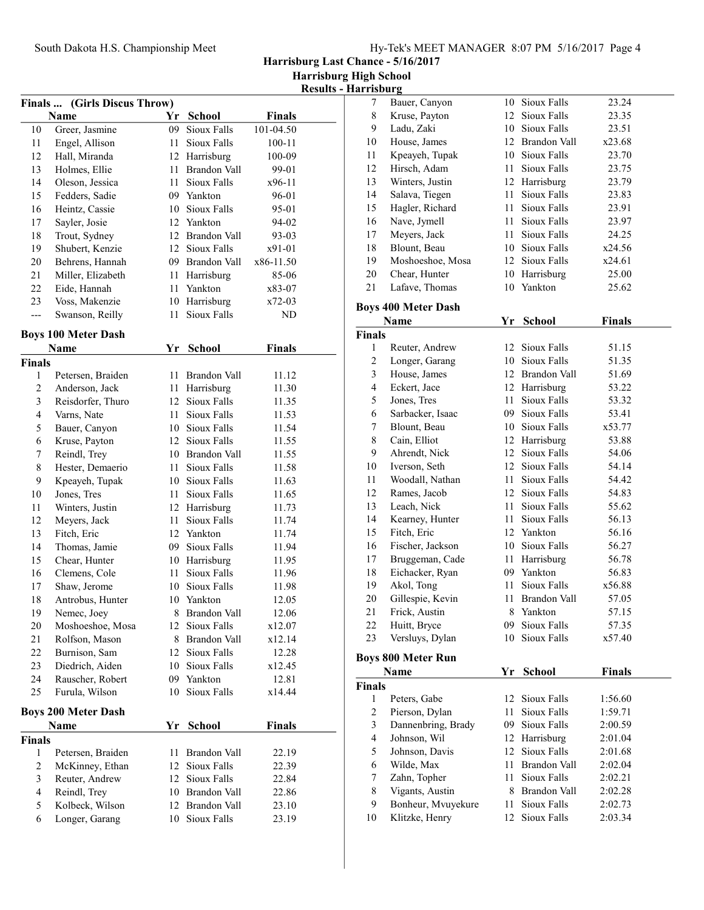## Harrisburg Last Chance - 5/16/2017
## Harrisburg High School
## Results - Harrisburg

### Finals ... (Girls Discus Throw)

| | Name | Yr | School | Finals |
|---|---|---|---|---|
| 10 | Greer, Jasmine | 09 | Sioux Falls | 101-04.50 |
| 11 | Engel, Allison | 11 | Sioux Falls | 100-11 |
| 12 | Hall, Miranda | 12 | Harrisburg | 100-09 |
| 13 | Holmes, Ellie | 11 | Brandon Vall | 99-01 |
| 14 | Oleson, Jessica | 11 | Sioux Falls | x96-11 |
| 15 | Fedders, Sadie | 09 | Yankton | 96-01 |
| 16 | Heintz, Cassie | 10 | Sioux Falls | 95-01 |
| 17 | Sayler, Josie | 12 | Yankton | 94-02 |
| 18 | Trout, Sydney | 12 | Brandon Vall | 93-03 |
| 19 | Shubert, Kenzie | 12 | Sioux Falls | x91-01 |
| 20 | Behrens, Hannah | 09 | Brandon Vall | x86-11.50 |
| 21 | Miller, Elizabeth | 11 | Harrisburg | 85-06 |
| 22 | Eide, Hannah | 11 | Yankton | x83-07 |
| 23 | Voss, Makenzie | 10 | Harrisburg | x72-03 |
| --- | Swanson, Reilly | 11 | Sioux Falls | ND |

### Boys 100 Meter Dash

| | Name | Yr | School | Finals |
|---|---|---|---|---|
| **Finals** | | | | |
| 1 | Petersen, Braiden | 11 | Brandon Vall | 11.12 |
| 2 | Anderson, Jack | 11 | Harrisburg | 11.30 |
| 3 | Reisdorfer, Thuro | 12 | Sioux Falls | 11.35 |
| 4 | Varns, Nate | 11 | Sioux Falls | 11.53 |
| 5 | Bauer, Canyon | 10 | Sioux Falls | 11.54 |
| 6 | Kruse, Payton | 12 | Sioux Falls | 11.55 |
| 7 | Reindl, Trey | 10 | Brandon Vall | 11.55 |
| 8 | Hester, Demaerio | 11 | Sioux Falls | 11.58 |
| 9 | Kpeayeh, Tupak | 10 | Sioux Falls | 11.63 |
| 10 | Jones, Tres | 11 | Sioux Falls | 11.65 |
| 11 | Winters, Justin | 12 | Harrisburg | 11.73 |
| 12 | Meyers, Jack | 11 | Sioux Falls | 11.74 |
| 13 | Fitch, Eric | 12 | Yankton | 11.74 |
| 14 | Thomas, Jamie | 09 | Sioux Falls | 11.94 |
| 15 | Chear, Hunter | 10 | Harrisburg | 11.95 |
| 16 | Clemens, Cole | 11 | Sioux Falls | 11.96 |
| 17 | Shaw, Jerome | 10 | Sioux Falls | 11.98 |
| 18 | Antrobus, Hunter | 10 | Yankton | 12.05 |
| 19 | Nemec, Joey | 8 | Brandon Vall | 12.06 |
| 20 | Moshoeshoe, Mosa | 12 | Sioux Falls | x12.07 |
| 21 | Rolfson, Mason | 8 | Brandon Vall | x12.14 |
| 22 | Burnison, Sam | 12 | Sioux Falls | 12.28 |
| 23 | Diedrich, Aiden | 10 | Sioux Falls | x12.45 |
| 24 | Rauscher, Robert | 09 | Yankton | 12.81 |
| 25 | Furula, Wilson | 10 | Sioux Falls | x14.44 |

### Boys 200 Meter Dash

| | Name | Yr | School | Finals |
|---|---|---|---|---|
| **Finals** | | | | |
| 1 | Petersen, Braiden | 11 | Brandon Vall | 22.19 |
| 2 | McKinney, Ethan | 12 | Sioux Falls | 22.39 |
| 3 | Reuter, Andrew | 12 | Sioux Falls | 22.84 |
| 4 | Reindl, Trey | 10 | Brandon Vall | 22.86 |
| 5 | Kolbeck, Wilson | 12 | Brandon Vall | 23.10 |
| 6 | Longer, Garang | 10 | Sioux Falls | 23.19 |
| 7 | Bauer, Canyon | 10 | Sioux Falls | 23.24 |
| 8 | Kruse, Payton | 12 | Sioux Falls | 23.35 |
| 9 | Ladu, Zaki | 10 | Sioux Falls | 23.51 |
| 10 | House, James | 12 | Brandon Vall | x23.68 |
| 11 | Kpeayeh, Tupak | 10 | Sioux Falls | 23.70 |
| 12 | Hirsch, Adam | 11 | Sioux Falls | 23.75 |
| 13 | Winters, Justin | 12 | Harrisburg | 23.79 |
| 14 | Salava, Tiegen | 11 | Sioux Falls | 23.83 |
| 15 | Hagler, Richard | 11 | Sioux Falls | 23.91 |
| 16 | Nave, Jymell | 11 | Sioux Falls | 23.97 |
| 17 | Meyers, Jack | 11 | Sioux Falls | 24.25 |
| 18 | Blount, Beau | 10 | Sioux Falls | x24.56 |
| 19 | Moshoeshoe, Mosa | 12 | Sioux Falls | x24.61 |
| 20 | Chear, Hunter | 10 | Harrisburg | 25.00 |
| 21 | Lafave, Thomas | 10 | Yankton | 25.62 |

### Boys 400 Meter Dash

| | Name | Yr | School | Finals |
|---|---|---|---|---|
| **Finals** | | | | |
| 1 | Reuter, Andrew | 12 | Sioux Falls | 51.15 |
| 2 | Longer, Garang | 10 | Sioux Falls | 51.35 |
| 3 | House, James | 12 | Brandon Vall | 51.69 |
| 4 | Eckert, Jace | 12 | Harrisburg | 53.22 |
| 5 | Jones, Tres | 11 | Sioux Falls | 53.32 |
| 6 | Sarbacker, Isaac | 09 | Sioux Falls | 53.41 |
| 7 | Blount, Beau | 10 | Sioux Falls | x53.77 |
| 8 | Cain, Elliot | 12 | Harrisburg | 53.88 |
| 9 | Ahrendt, Nick | 12 | Sioux Falls | 54.06 |
| 10 | Iverson, Seth | 12 | Sioux Falls | 54.14 |
| 11 | Woodall, Nathan | 11 | Sioux Falls | 54.42 |
| 12 | Rames, Jacob | 12 | Sioux Falls | 54.83 |
| 13 | Leach, Nick | 11 | Sioux Falls | 55.62 |
| 14 | Kearney, Hunter | 11 | Sioux Falls | 56.13 |
| 15 | Fitch, Eric | 12 | Yankton | 56.16 |
| 16 | Fischer, Jackson | 10 | Sioux Falls | 56.27 |
| 17 | Bruggeman, Cade | 11 | Harrisburg | 56.78 |
| 18 | Eichacker, Ryan | 09 | Yankton | 56.83 |
| 19 | Akol, Tong | 11 | Sioux Falls | x56.88 |
| 20 | Gillespie, Kevin | 11 | Brandon Vall | 57.05 |
| 21 | Frick, Austin | 8 | Yankton | 57.15 |
| 22 | Huitt, Bryce | 09 | Sioux Falls | 57.35 |
| 23 | Versluys, Dylan | 10 | Sioux Falls | x57.40 |

### Boys 800 Meter Run

| | Name | Yr | School | Finals |
|---|---|---|---|---|
| **Finals** | | | | |
| 1 | Peters, Gabe | 12 | Sioux Falls | 1:56.60 |
| 2 | Pierson, Dylan | 11 | Sioux Falls | 1:59.71 |
| 3 | Dannenbring, Brady | 09 | Sioux Falls | 2:00.59 |
| 4 | Johnson, Wil | 12 | Harrisburg | 2:01.04 |
| 5 | Johnson, Davis | 12 | Sioux Falls | 2:01.68 |
| 6 | Wilde, Max | 11 | Brandon Vall | 2:02.04 |
| 7 | Zahn, Topher | 11 | Sioux Falls | 2:02.21 |
| 8 | Vigants, Austin | 8 | Brandon Vall | 2:02.28 |
| 9 | Bonheur, Mvuyekure | 11 | Sioux Falls | 2:02.73 |
| 10 | Klitzke, Henry | 12 | Sioux Falls | 2:03.34 |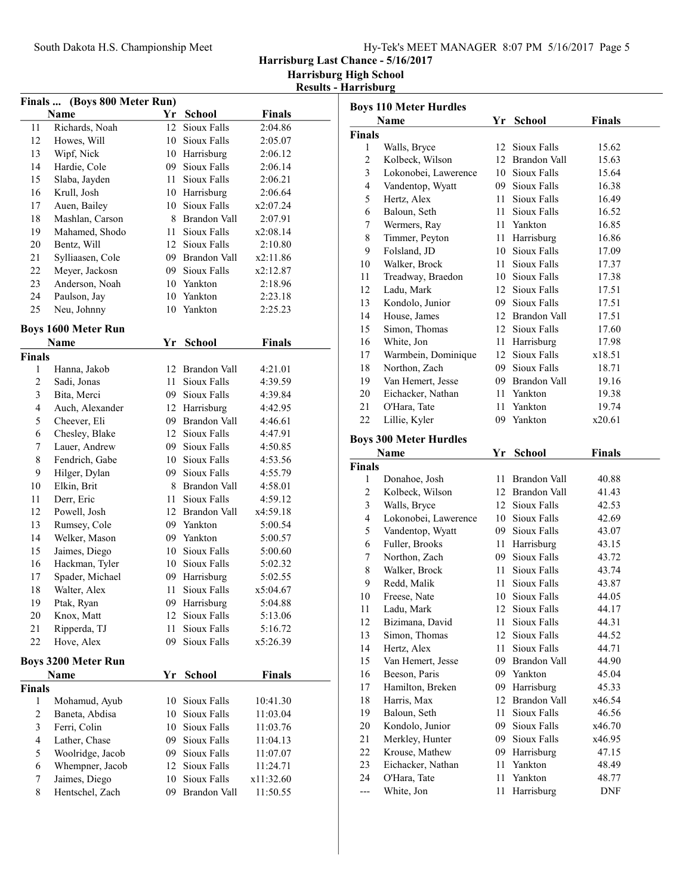## Harrisburg Last Chance - 5/16/2017
### Harrisburg High School
### Results - Harrisburg

**Finals ... (Boys 800 Meter Run)**

| | Name | Yr | School | Finals |
|---|---|---|---|---|
| 11 | Richards, Noah | 12 | Sioux Falls | 2:04.86 |
| 12 | Howes, Will | 10 | Sioux Falls | 2:05.07 |
| 13 | Wipf, Nick | 10 | Harrisburg | 2:06.12 |
| 14 | Hardie, Cole | 09 | Sioux Falls | 2:06.14 |
| 15 | Slaba, Jayden | 11 | Sioux Falls | 2:06.21 |
| 16 | Krull, Josh | 10 | Harrisburg | 2:06.64 |
| 17 | Auen, Bailey | 10 | Sioux Falls | x2:07.24 |
| 18 | Mashlan, Carson | 8 | Brandon Vall | 2:07.91 |
| 19 | Mahamed, Shodo | 11 | Sioux Falls | x2:08.14 |
| 20 | Bentz, Will | 12 | Sioux Falls | 2:10.80 |
| 21 | Sylliaasen, Cole | 09 | Brandon Vall | x2:11.86 |
| 22 | Meyer, Jackosn | 09 | Sioux Falls | x2:12.87 |
| 23 | Anderson, Noah | 10 | Yankton | 2:18.96 |
| 24 | Paulson, Jay | 10 | Yankton | 2:23.18 |
| 25 | Neu, Johnny | 10 | Yankton | 2:25.23 |

**Boys 1600 Meter Run**

| | Name | Yr | School | Finals |
|---|---|---|---|---|
| **Finals** | | | | |
| 1 | Hanna, Jakob | 12 | Brandon Vall | 4:21.01 |
| 2 | Sadi, Jonas | 11 | Sioux Falls | 4:39.59 |
| 3 | Bita, Merci | 09 | Sioux Falls | 4:39.84 |
| 4 | Auch, Alexander | 12 | Harrisburg | 4:42.95 |
| 5 | Cheever, Eli | 09 | Brandon Vall | 4:46.61 |
| 6 | Chesley, Blake | 12 | Sioux Falls | 4:47.91 |
| 7 | Lauer, Andrew | 09 | Sioux Falls | 4:50.85 |
| 8 | Fendrich, Gabe | 10 | Sioux Falls | 4:53.56 |
| 9 | Hilger, Dylan | 09 | Sioux Falls | 4:55.79 |
| 10 | Elkin, Brit | 8 | Brandon Vall | 4:58.01 |
| 11 | Derr, Eric | 11 | Sioux Falls | 4:59.12 |
| 12 | Powell, Josh | 12 | Brandon Vall | x4:59.18 |
| 13 | Rumsey, Cole | 09 | Yankton | 5:00.54 |
| 14 | Welker, Mason | 09 | Yankton | 5:00.57 |
| 15 | Jaimes, Diego | 10 | Sioux Falls | 5:00.60 |
| 16 | Hackman, Tyler | 10 | Sioux Falls | 5:02.32 |
| 17 | Spader, Michael | 09 | Harrisburg | 5:02.55 |
| 18 | Walter, Alex | 11 | Sioux Falls | x5:04.67 |
| 19 | Ptak, Ryan | 09 | Harrisburg | 5:04.88 |
| 20 | Knox, Matt | 12 | Sioux Falls | 5:13.06 |
| 21 | Ripperda, TJ | 11 | Sioux Falls | 5:16.72 |
| 22 | Hove, Alex | 09 | Sioux Falls | x5:26.39 |

**Boys 3200 Meter Run**

| | Name | Yr | School | Finals |
|---|---|---|---|---|
| **Finals** | | | | |
| 1 | Mohamud, Ayub | 10 | Sioux Falls | 10:41.30 |
| 2 | Baneta, Abdisa | 10 | Sioux Falls | 11:03.04 |
| 3 | Ferri, Colin | 10 | Sioux Falls | 11:03.76 |
| 4 | Lather, Chase | 09 | Sioux Falls | 11:04.13 |
| 5 | Woolridge, Jacob | 09 | Sioux Falls | 11:07.07 |
| 6 | Whempner, Jacob | 12 | Sioux Falls | 11:24.71 |
| 7 | Jaimes, Diego | 10 | Sioux Falls | x11:32.60 |
| 8 | Hentschel, Zach | 09 | Brandon Vall | 11:50.55 |

**Boys 110 Meter Hurdles**

| | Name | Yr | School | Finals |
|---|---|---|---|---|
| **Finals** | | | | |
| 1 | Walls, Bryce | 12 | Sioux Falls | 15.62 |
| 2 | Kolbeck, Wilson | 12 | Brandon Vall | 15.63 |
| 3 | Lokonobei, Lawerence | 10 | Sioux Falls | 15.64 |
| 4 | Vandentop, Wyatt | 09 | Sioux Falls | 16.38 |
| 5 | Hertz, Alex | 11 | Sioux Falls | 16.49 |
| 6 | Baloun, Seth | 11 | Sioux Falls | 16.52 |
| 7 | Wermers, Ray | 11 | Yankton | 16.85 |
| 8 | Timmer, Peyton | 11 | Harrisburg | 16.86 |
| 9 | Folsland, JD | 10 | Sioux Falls | 17.09 |
| 10 | Walker, Brock | 11 | Sioux Falls | 17.37 |
| 11 | Treadway, Braedon | 10 | Sioux Falls | 17.38 |
| 12 | Ladu, Mark | 12 | Sioux Falls | 17.51 |
| 13 | Kondolo, Junior | 09 | Sioux Falls | 17.51 |
| 14 | House, James | 12 | Brandon Vall | 17.51 |
| 15 | Simon, Thomas | 12 | Sioux Falls | 17.60 |
| 16 | White, Jon | 11 | Harrisburg | 17.98 |
| 17 | Warmbein, Dominique | 12 | Sioux Falls | x18.51 |
| 18 | Northon, Zach | 09 | Sioux Falls | 18.71 |
| 19 | Van Hemert, Jesse | 09 | Brandon Vall | 19.16 |
| 20 | Eichacker, Nathan | 11 | Yankton | 19.38 |
| 21 | O'Hara, Tate | 11 | Yankton | 19.74 |
| 22 | Lillie, Kyler | 09 | Yankton | x20.61 |

**Boys 300 Meter Hurdles**

| | Name | Yr | School | Finals |
|---|---|---|---|---|
| **Finals** | | | | |
| 1 | Donahoe, Josh | 11 | Brandon Vall | 40.88 |
| 2 | Kolbeck, Wilson | 12 | Brandon Vall | 41.43 |
| 3 | Walls, Bryce | 12 | Sioux Falls | 42.53 |
| 4 | Lokonobei, Lawerence | 10 | Sioux Falls | 42.69 |
| 5 | Vandentop, Wyatt | 09 | Sioux Falls | 43.07 |
| 6 | Fuller, Brooks | 11 | Harrisburg | 43.15 |
| 7 | Northon, Zach | 09 | Sioux Falls | 43.72 |
| 8 | Walker, Brock | 11 | Sioux Falls | 43.74 |
| 9 | Redd, Malik | 11 | Sioux Falls | 43.87 |
| 10 | Freese, Nate | 10 | Sioux Falls | 44.05 |
| 11 | Ladu, Mark | 12 | Sioux Falls | 44.17 |
| 12 | Bizimana, David | 11 | Sioux Falls | 44.31 |
| 13 | Simon, Thomas | 12 | Sioux Falls | 44.52 |
| 14 | Hertz, Alex | 11 | Sioux Falls | 44.71 |
| 15 | Van Hemert, Jesse | 09 | Brandon Vall | 44.90 |
| 16 | Beeson, Paris | 09 | Yankton | 45.04 |
| 17 | Hamilton, Breken | 09 | Harrisburg | 45.33 |
| 18 | Harris, Max | 12 | Brandon Vall | x46.54 |
| 19 | Baloun, Seth | 11 | Sioux Falls | 46.56 |
| 20 | Kondolo, Junior | 09 | Sioux Falls | x46.70 |
| 21 | Merkley, Hunter | 09 | Sioux Falls | x46.95 |
| 22 | Krouse, Mathew | 09 | Harrisburg | 47.15 |
| 23 | Eichacker, Nathan | 11 | Yankton | 48.49 |
| 24 | O'Hara, Tate | 11 | Yankton | 48.77 |
| --- | White, Jon | 11 | Harrisburg | DNF |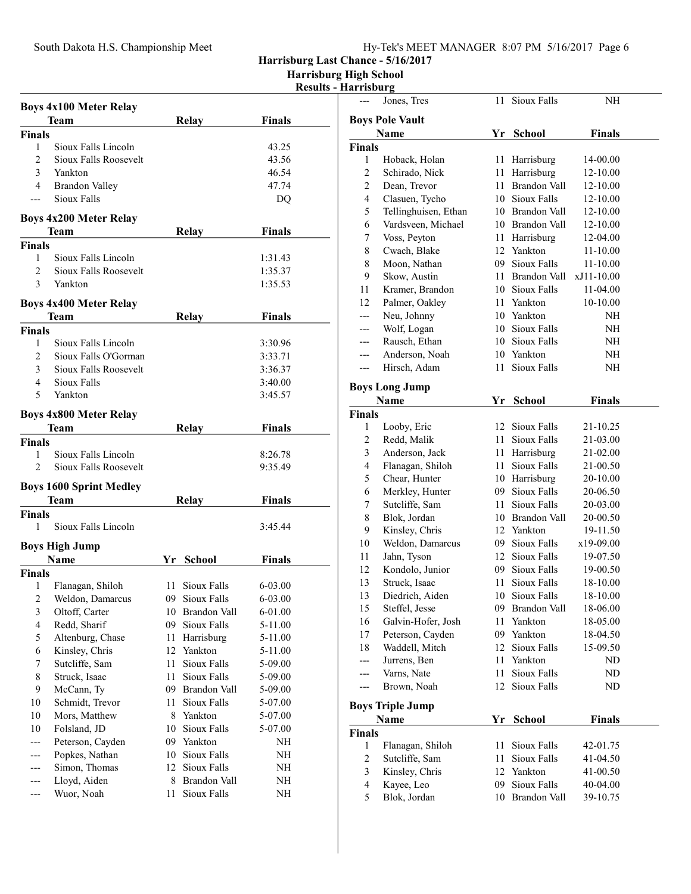# Harrisburg Last Chance - 5/16/2017

## Harrisburg High School

### Results - Harrisburg

**Boys 4x100 Meter Relay**

| | Team | Relay | Finals |
|---|---|---|---|
| **Finals** | | | |
| 1 | Sioux Falls Lincoln | | 43.25 |
| 2 | Sioux Falls Roosevelt | | 43.56 |
| 3 | Yankton | | 46.54 |
| 4 | Brandon Valley | | 47.74 |
| --- | Sioux Falls | | DQ |

**Boys 4x200 Meter Relay**

| | Team | Relay | Finals |
|---|---|---|---|
| **Finals** | | | |
| 1 | Sioux Falls Lincoln | | 1:31.43 |
| 2 | Sioux Falls Roosevelt | | 1:35.37 |
| 3 | Yankton | | 1:35.53 |

**Boys 4x400 Meter Relay**

| | Team | Relay | Finals |
|---|---|---|---|
| **Finals** | | | |
| 1 | Sioux Falls Lincoln | | 3:30.96 |
| 2 | Sioux Falls O'Gorman | | 3:33.71 |
| 3 | Sioux Falls Roosevelt | | 3:36.37 |
| 4 | Sioux Falls | | 3:40.00 |
| 5 | Yankton | | 3:45.57 |

**Boys 4x800 Meter Relay**

| | Team | Relay | Finals |
|---|---|---|---|
| **Finals** | | | |
| 1 | Sioux Falls Lincoln | | 8:26.78 |
| 2 | Sioux Falls Roosevelt | | 9:35.49 |

**Boys 1600 Sprint Medley**

| | Team | Relay | Finals |
|---|---|---|---|
| **Finals** | | | |
| 1 | Sioux Falls Lincoln | | 3:45.44 |

**Boys High Jump**

| | Name | Yr | School | Finals |
|---|---|---|---|---|
| **Finals** | | | | |
| 1 | Flanagan, Shiloh | 11 | Sioux Falls | 6-03.00 |
| 2 | Weldon, Damarcus | 09 | Sioux Falls | 6-03.00 |
| 3 | Oltoff, Carter | 10 | Brandon Vall | 6-01.00 |
| 4 | Redd, Sharif | 09 | Sioux Falls | 5-11.00 |
| 5 | Altenburg, Chase | 11 | Harrisburg | 5-11.00 |
| 6 | Kinsley, Chris | 12 | Yankton | 5-11.00 |
| 7 | Sutcliffe, Sam | 11 | Sioux Falls | 5-09.00 |
| 8 | Struck, Isaac | 11 | Sioux Falls | 5-09.00 |
| 9 | McCann, Ty | 09 | Brandon Vall | 5-09.00 |
| 10 | Schmidt, Trevor | 11 | Sioux Falls | 5-07.00 |
| 10 | Mors, Matthew | 8 | Yankton | 5-07.00 |
| 10 | Folsland, JD | 10 | Sioux Falls | 5-07.00 |
| --- | Peterson, Cayden | 09 | Yankton | NH |
| --- | Popkes, Nathan | 10 | Sioux Falls | NH |
| --- | Simon, Thomas | 12 | Sioux Falls | NH |
| --- | Lloyd, Aiden | 8 | Brandon Vall | NH |
| --- | Wuor, Noah | 11 | Sioux Falls | NH |
| --- | Jones, Tres | 11 | Sioux Falls | NH |

**Boys Pole Vault**

| | Name | Yr | School | Finals |
|---|---|---|---|---|
| **Finals** | | | | |
| 1 | Hoback, Holan | 11 | Harrisburg | 14-00.00 |
| 2 | Schirado, Nick | 11 | Harrisburg | 12-10.00 |
| 2 | Dean, Trevor | 11 | Brandon Vall | 12-10.00 |
| 4 | Clasuen, Tycho | 10 | Sioux Falls | 12-10.00 |
| 5 | Tellinghuisen, Ethan | 10 | Brandon Vall | 12-10.00 |
| 6 | Vardsveen, Michael | 10 | Brandon Vall | 12-10.00 |
| 7 | Voss, Peyton | 11 | Harrisburg | 12-04.00 |
| 8 | Cwach, Blake | 12 | Yankton | 11-10.00 |
| 8 | Moon, Nathan | 09 | Sioux Falls | 11-10.00 |
| 9 | Skow, Austin | 11 | Brandon Vall | xJ11-10.00 |
| 11 | Kramer, Brandon | 10 | Sioux Falls | 11-04.00 |
| 12 | Palmer, Oakley | 11 | Yankton | 10-10.00 |
| --- | Neu, Johnny | 10 | Yankton | NH |
| --- | Wolf, Logan | 10 | Sioux Falls | NH |
| --- | Rausch, Ethan | 10 | Sioux Falls | NH |
| --- | Anderson, Noah | 10 | Yankton | NH |
| --- | Hirsch, Adam | 11 | Sioux Falls | NH |

**Boys Long Jump**

| | Name | Yr | School | Finals |
|---|---|---|---|---|
| **Finals** | | | | |
| 1 | Looby, Eric | 12 | Sioux Falls | 21-10.25 |
| 2 | Redd, Malik | 11 | Sioux Falls | 21-03.00 |
| 3 | Anderson, Jack | 11 | Harrisburg | 21-02.00 |
| 4 | Flanagan, Shiloh | 11 | Sioux Falls | 21-00.50 |
| 5 | Chear, Hunter | 10 | Harrisburg | 20-10.00 |
| 6 | Merkley, Hunter | 09 | Sioux Falls | 20-06.50 |
| 7 | Sutcliffe, Sam | 11 | Sioux Falls | 20-03.00 |
| 8 | Blok, Jordan | 10 | Brandon Vall | 20-00.50 |
| 9 | Kinsley, Chris | 12 | Yankton | 19-11.50 |
| 10 | Weldon, Damarcus | 09 | Sioux Falls | x19-09.00 |
| 11 | Jahn, Tyson | 12 | Sioux Falls | 19-07.50 |
| 12 | Kondolo, Junior | 09 | Sioux Falls | 19-00.50 |
| 13 | Struck, Isaac | 11 | Sioux Falls | 18-10.00 |
| 13 | Diedrich, Aiden | 10 | Sioux Falls | 18-10.00 |
| 15 | Steffel, Jesse | 09 | Brandon Vall | 18-06.00 |
| 16 | Galvin-Hofer, Josh | 11 | Yankton | 18-05.00 |
| 17 | Peterson, Cayden | 09 | Yankton | 18-04.50 |
| 18 | Waddell, Mitch | 12 | Sioux Falls | 15-09.50 |
| --- | Jurrens, Ben | 11 | Yankton | ND |
| --- | Varns, Nate | 11 | Sioux Falls | ND |
| --- | Brown, Noah | 12 | Sioux Falls | ND |

**Boys Triple Jump**

| | Name | Yr | School | Finals |
|---|---|---|---|---|
| **Finals** | | | | |
| 1 | Flanagan, Shiloh | 11 | Sioux Falls | 42-01.75 |
| 2 | Sutcliffe, Sam | 11 | Sioux Falls | 41-04.50 |
| 3 | Kinsley, Chris | 12 | Yankton | 41-00.50 |
| 4 | Kayee, Leo | 09 | Sioux Falls | 40-04.00 |
| 5 | Blok, Jordan | 10 | Brandon Vall | 39-10.75 |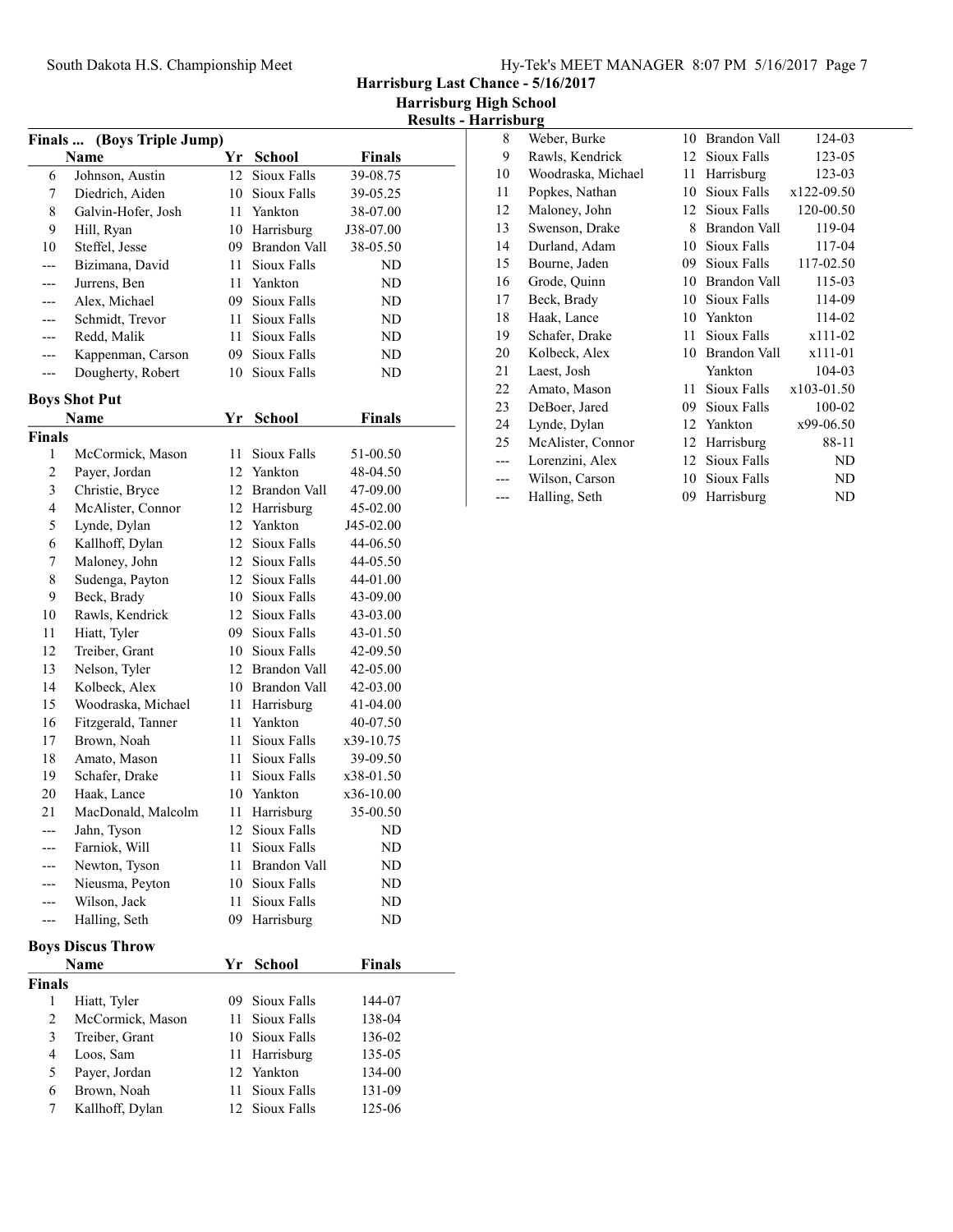## Harrisburg Last Chance - 5/16/2017

### Harrisburg High School

### Results - Harrisburg

**Finals ... (Boys Triple Jump)**

| | Name | Yr | School | Finals |
|---|---|---|---|---|
| 6 | Johnson, Austin | 12 | Sioux Falls | 39-08.75 |
| 7 | Diedrich, Aiden | 10 | Sioux Falls | 39-05.25 |
| 8 | Galvin-Hofer, Josh | 11 | Yankton | 38-07.00 |
| 9 | Hill, Ryan | 10 | Harrisburg | J38-07.00 |
| 10 | Steffel, Jesse | 09 | Brandon Vall | 38-05.50 |
| --- | Bizimana, David | 11 | Sioux Falls | ND |
| --- | Jurrens, Ben | 11 | Yankton | ND |
| --- | Alex, Michael | 09 | Sioux Falls | ND |
| --- | Schmidt, Trevor | 11 | Sioux Falls | ND |
| --- | Redd, Malik | 11 | Sioux Falls | ND |
| --- | Kappenman, Carson | 09 | Sioux Falls | ND |
| --- | Dougherty, Robert | 10 | Sioux Falls | ND |

**Boys Shot Put**

| | Name | Yr | School | Finals |
|---|---|---|---|---|
| **Finals** | | | | |
| 1 | McCormick, Mason | 11 | Sioux Falls | 51-00.50 |
| 2 | Payer, Jordan | 12 | Yankton | 48-04.50 |
| 3 | Christie, Bryce | 12 | Brandon Vall | 47-09.00 |
| 4 | McAlister, Connor | 12 | Harrisburg | 45-02.00 |
| 5 | Lynde, Dylan | 12 | Yankton | J45-02.00 |
| 6 | Kallhoff, Dylan | 12 | Sioux Falls | 44-06.50 |
| 7 | Maloney, John | 12 | Sioux Falls | 44-05.50 |
| 8 | Sudenga, Payton | 12 | Sioux Falls | 44-01.00 |
| 9 | Beck, Brady | 10 | Sioux Falls | 43-09.00 |
| 10 | Rawls, Kendrick | 12 | Sioux Falls | 43-03.00 |
| 11 | Hiatt, Tyler | 09 | Sioux Falls | 43-01.50 |
| 12 | Treiber, Grant | 10 | Sioux Falls | 42-09.50 |
| 13 | Nelson, Tyler | 12 | Brandon Vall | 42-05.00 |
| 14 | Kolbeck, Alex | 10 | Brandon Vall | 42-03.00 |
| 15 | Woodraska, Michael | 11 | Harrisburg | 41-04.00 |
| 16 | Fitzgerald, Tanner | 11 | Yankton | 40-07.50 |
| 17 | Brown, Noah | 11 | Sioux Falls | x39-10.75 |
| 18 | Amato, Mason | 11 | Sioux Falls | 39-09.50 |
| 19 | Schafer, Drake | 11 | Sioux Falls | x38-01.50 |
| 20 | Haak, Lance | 10 | Yankton | x36-10.00 |
| 21 | MacDonald, Malcolm | 11 | Harrisburg | 35-00.50 |
| --- | Jahn, Tyson | 12 | Sioux Falls | ND |
| --- | Farniok, Will | 11 | Sioux Falls | ND |
| --- | Newton, Tyson | 11 | Brandon Vall | ND |
| --- | Nieusma, Peyton | 10 | Sioux Falls | ND |
| --- | Wilson, Jack | 11 | Sioux Falls | ND |
| --- | Halling, Seth | 09 | Harrisburg | ND |

**Boys Discus Throw**

| | Name | Yr | School | Finals |
|---|---|---|---|---|
| **Finals** | | | | |
| 1 | Hiatt, Tyler | 09 | Sioux Falls | 144-07 |
| 2 | McCormick, Mason | 11 | Sioux Falls | 138-04 |
| 3 | Treiber, Grant | 10 | Sioux Falls | 136-02 |
| 4 | Loos, Sam | 11 | Harrisburg | 135-05 |
| 5 | Payer, Jordan | 12 | Yankton | 134-00 |
| 6 | Brown, Noah | 11 | Sioux Falls | 131-09 |
| 7 | Kallhoff, Dylan | 12 | Sioux Falls | 125-06 |
| 8 | Weber, Burke | 10 | Brandon Vall | 124-03 |
| 9 | Rawls, Kendrick | 12 | Sioux Falls | 123-05 |
| 10 | Woodraska, Michael | 11 | Harrisburg | 123-03 |
| 11 | Popkes, Nathan | 10 | Sioux Falls | x122-09.50 |
| 12 | Maloney, John | 12 | Sioux Falls | 120-00.50 |
| 13 | Swenson, Drake | 8 | Brandon Vall | 119-04 |
| 14 | Durland, Adam | 10 | Sioux Falls | 117-04 |
| 15 | Bourne, Jaden | 09 | Sioux Falls | 117-02.50 |
| 16 | Grode, Quinn | 10 | Brandon Vall | 115-03 |
| 17 | Beck, Brady | 10 | Sioux Falls | 114-09 |
| 18 | Haak, Lance | 10 | Yankton | 114-02 |
| 19 | Schafer, Drake | 11 | Sioux Falls | x111-02 |
| 20 | Kolbeck, Alex | 10 | Brandon Vall | x111-01 |
| 21 | Laest, Josh | | Yankton | 104-03 |
| 22 | Amato, Mason | 11 | Sioux Falls | x103-01.50 |
| 23 | DeBoer, Jared | 09 | Sioux Falls | 100-02 |
| 24 | Lynde, Dylan | 12 | Yankton | x99-06.50 |
| 25 | McAlister, Connor | 12 | Harrisburg | 88-11 |
| --- | Lorenzini, Alex | 12 | Sioux Falls | ND |
| --- | Wilson, Carson | 10 | Sioux Falls | ND |
| --- | Halling, Seth | 09 | Harrisburg | ND |